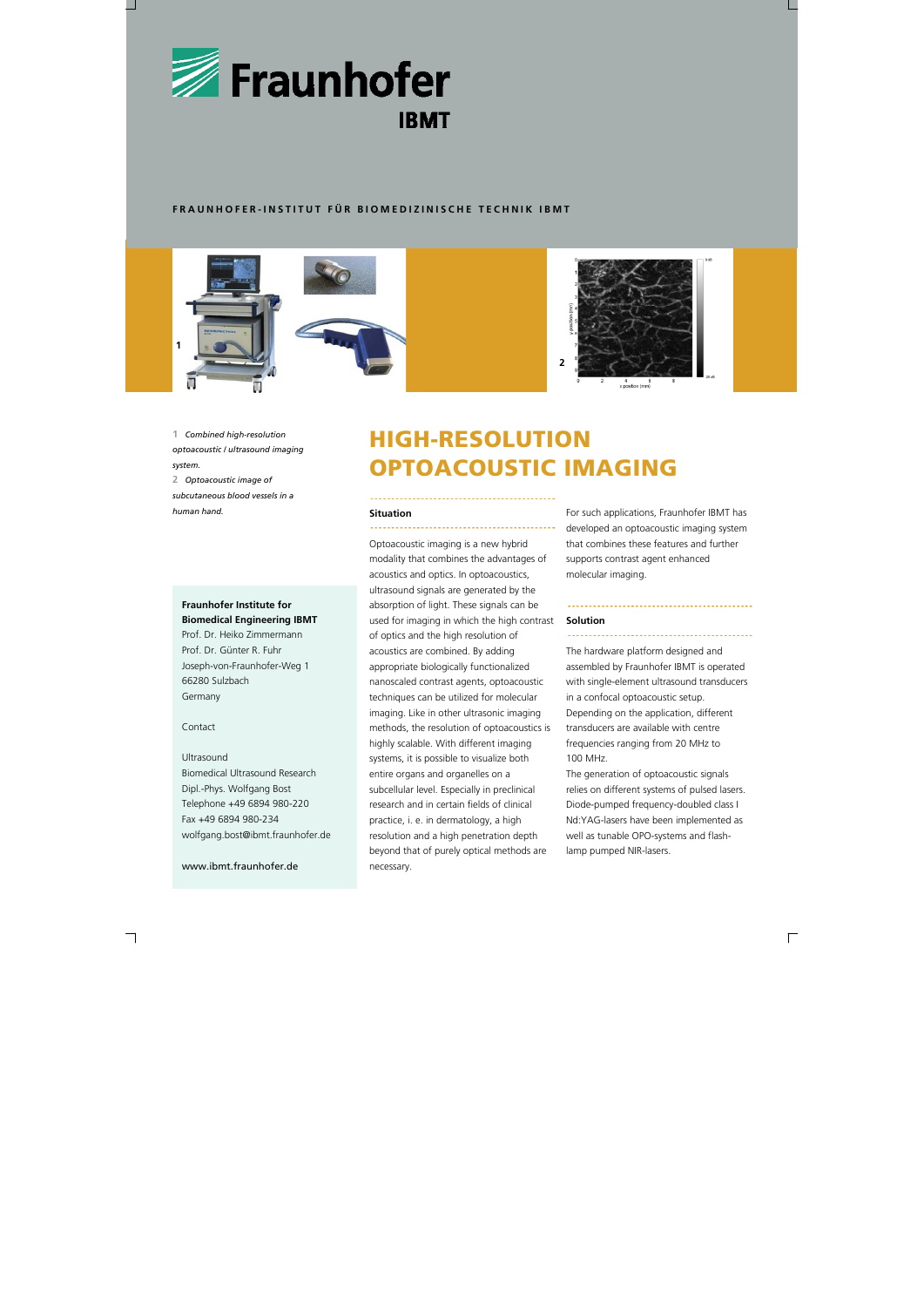Fraunhofer IBMT

FRAUNHOFER-INSTITUT FÜR BIOMEDIZINISCHE TECHNIK IBMT

**1** *Combined high-resolution optoacoustic / ultrasound imaging system.*

**2** *Optoacoustic image of subcutaneous blood vessels in a human hand.*

**Fraunhofer Institute for Biomedical Engineering IBMT**
Prof. Dr. Heiko Zimmermann
Prof. Dr. Günter R. Fuhr
Joseph-von-Fraunhofer-Weg 1
66280 Sulzbach
Germany

Contact

Ultrasound
Biomedical Ultrasound Research
Dipl.-Phys. Wolfgang Bost
Telephone +49 6894 980-220
Fax +49 6894 980-234
wolfgang.bost@ibmt.fraunhofer.de

www.ibmt.fraunhofer.de

# HIGH-RESOLUTION OPTOACOUSTIC IMAGING

### Situation

Optoacoustic imaging is a new hybrid modality that combines the advantages of acoustics and optics. In optoacoustics, ultrasound signals are generated by the absorption of light. These signals can be used for imaging in which the high contrast of optics and the high resolution of acoustics are combined. By adding appropriate biologically functionalized nanoscaled contrast agents, optoacoustic techniques can be utilized for molecular imaging. Like in other ultrasonic imaging methods, the resolution of optoacoustics is highly scalable. With different imaging systems, it is possible to visualize both entire organs and organelles on a subcellular level. Especially in preclinical research and in certain fields of clinical practice, i. e. in dermatology, a high resolution and a high penetration depth beyond that of purely optical methods are necessary.

For such applications, Fraunhofer IBMT has developed an optoacoustic imaging system that combines these features and further supports contrast agent enhanced molecular imaging.

### Solution

The hardware platform designed and assembled by Fraunhofer IBMT is operated with single-element ultrasound transducers in a confocal optoacoustic setup. Depending on the application, different transducers are available with centre frequencies ranging from 20 MHz to 100 MHz.

The generation of optoacoustic signals relies on different systems of pulsed lasers. Diode-pumped frequency-doubled class I Nd:YAG-lasers have been implemented as well as tunable OPO-systems and flash-lamp pumped NIR-lasers.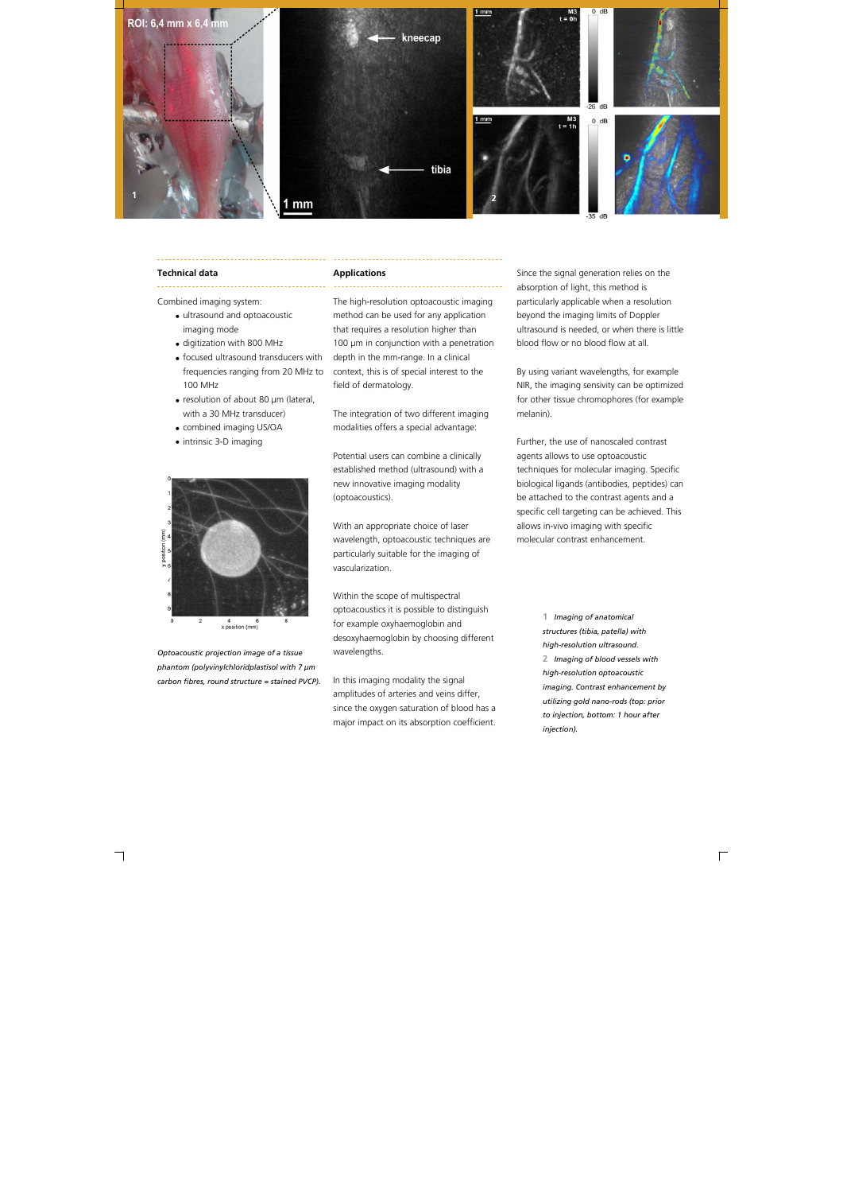ROI: 6,4 mm x 6,4 mm

1

kneecap

tibia

1 mm

1 mm M3 t = 0h 0 dB -26 dB

1 mm M3 t = 1h 0 dB -35 dB

2

## Technical data

Combined imaging system:

- ultrasound and optoacoustic imaging mode
- digitization with 800 MHz
- focused ultrasound transducers with frequencies ranging from 20 MHz to 100 MHz
- resolution of about 80 µm (lateral, with a 30 MHz transducer)
- combined imaging US/OA
- intrinsic 3-D imaging

y position (mm)

0 1 2 3 4 5 6 7 8 9

0 2 4 6 8

x position (mm)

*Optoacoustic projection image of a tissue phantom (polyvinylchloridplastisol with 7 µm carbon fibres, round structure = stained PVCP).*

## Applications

The high-resolution optoacoustic imaging method can be used for any application that requires a resolution higher than 100 µm in conjunction with a penetration depth in the mm-range. In a clinical context, this is of special interest to the field of dermatology.

The integration of two different imaging modalities offers a special advantage:

Potential users can combine a clinically established method (ultrasound) with a new innovative imaging modality (optoacoustics).

With an appropriate choice of laser wavelength, optoacoustic techniques are particularly suitable for the imaging of vascularization.

Within the scope of multispectral optoacoustics it is possible to distinguish for example oxyhaemoglobin and desoxyhaemoglobin by choosing different wavelengths.

In this imaging modality the signal amplitudes of arteries and veins differ, since the oxygen saturation of blood has a major impact on its absorption coefficient.

Since the signal generation relies on the absorption of light, this method is particularly applicable when a resolution beyond the imaging limits of Doppler ultrasound is needed, or when there is little blood flow or no blood flow at all.

By using variant wavelengths, for example NIR, the imaging sensivity can be optimized for other tissue chromophores (for example melanin).

Further, the use of nanoscaled contrast agents allows to use optoacoustic techniques for molecular imaging. Specific biological ligands (antibodies, peptides) can be attached to the contrast agents and a specific cell targeting can be achieved. This allows in-vivo imaging with specific molecular contrast enhancement.

**1** *Imaging of anatomical structures (tibia, patella) with high-resolution ultrasound.*

**2** *Imaging of blood vessels with high-resolution optoacoustic imaging. Contrast enhancement by utilizing gold nano-rods (top: prior to injection, bottom: 1 hour after injection).*